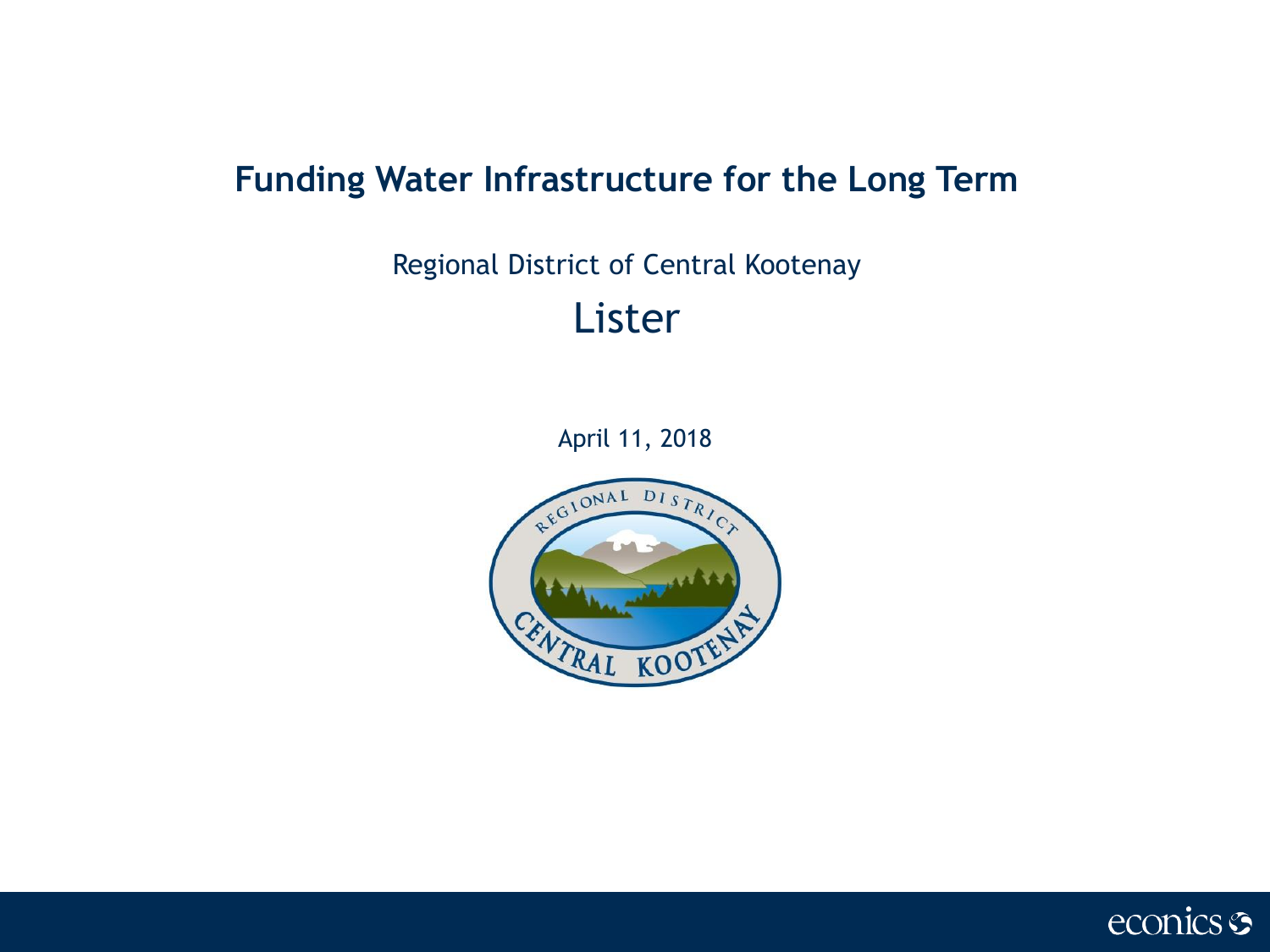# Funding Water Infrastructure for the Long Term

Regional District of Central Kootenay

## Lister

April 11, 2018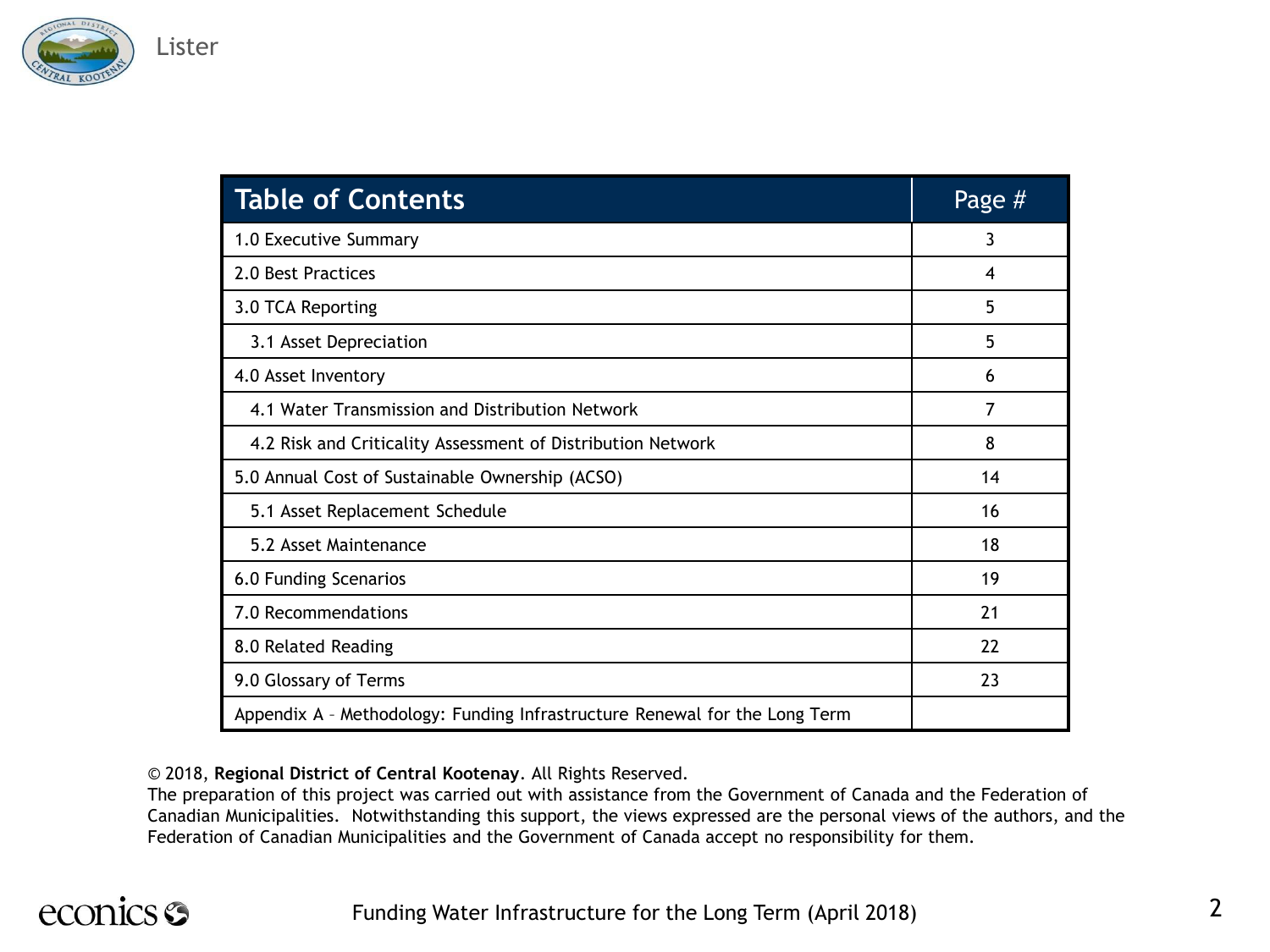| Table of Contents | Page # |
|---|---|
| 1.0 Executive Summary | 3 |
| 2.0 Best Practices | 4 |
| 3.0 TCA Reporting | 5 |
| 3.1 Asset Depreciation | 5 |
| 4.0 Asset Inventory | 6 |
| 4.1 Water Transmission and Distribution Network | 7 |
| 4.2 Risk and Criticality Assessment of Distribution Network | 8 |
| 5.0 Annual Cost of Sustainable Ownership (ACSO) | 14 |
| 5.1 Asset Replacement Schedule | 16 |
| 5.2 Asset Maintenance | 18 |
| 6.0 Funding Scenarios | 19 |
| 7.0 Recommendations | 21 |
| 8.0 Related Reading | 22 |
| 9.0 Glossary of Terms | 23 |
| Appendix A – Methodology: Funding Infrastructure Renewal for the Long Term | |

© 2018, **Regional District of Central Kootenay**. All Rights Reserved.
The preparation of this project was carried out with assistance from the Government of Canada and the Federation of Canadian Municipalities. Notwithstanding this support, the views expressed are the personal views of the authors, and the Federation of Canadian Municipalities and the Government of Canada accept no responsibility for them.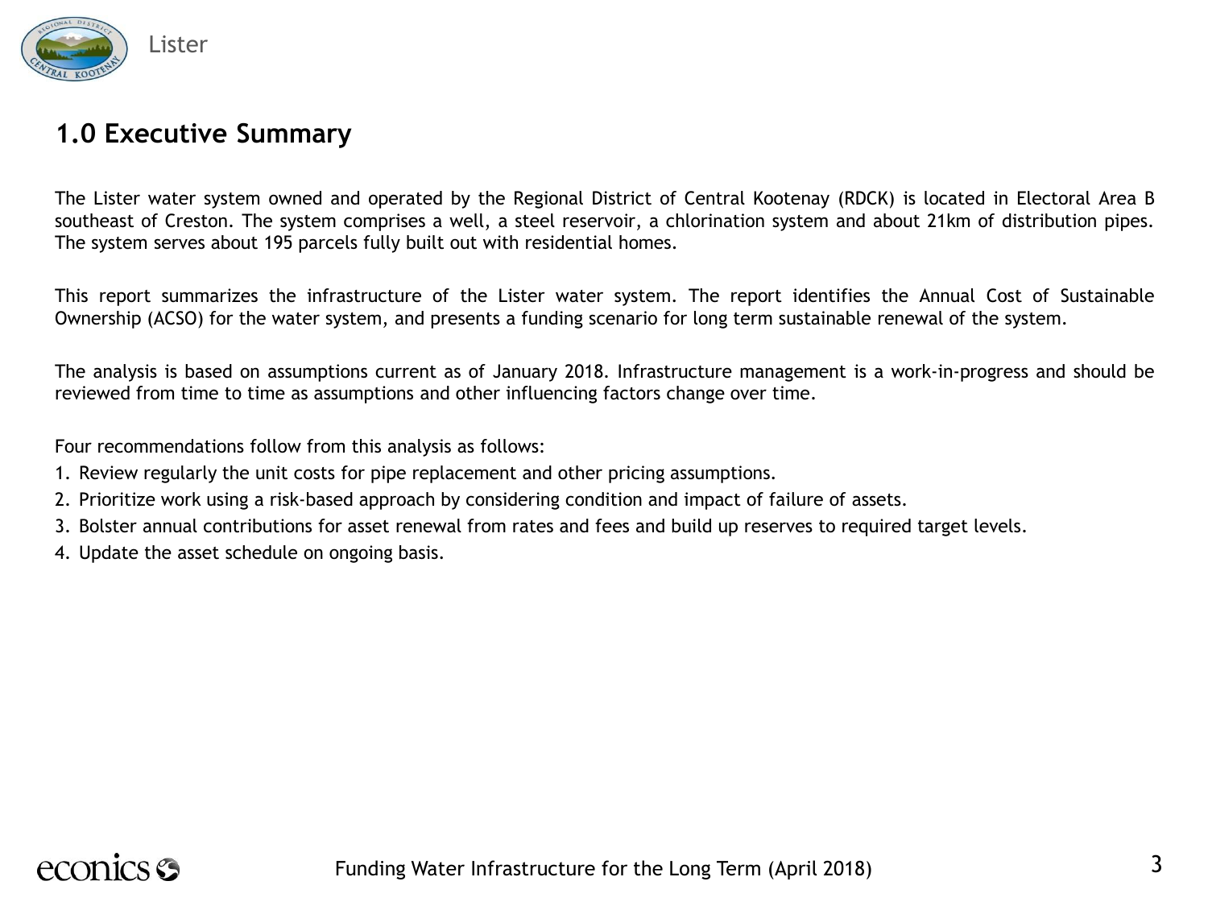## 1.0 Executive Summary

The Lister water system owned and operated by the Regional District of Central Kootenay (RDCK) is located in Electoral Area B southeast of Creston. The system comprises a well, a steel reservoir, a chlorination system and about 21km of distribution pipes. The system serves about 195 parcels fully built out with residential homes.

This report summarizes the infrastructure of the Lister water system. The report identifies the Annual Cost of Sustainable Ownership (ACSO) for the water system, and presents a funding scenario for long term sustainable renewal of the system.

The analysis is based on assumptions current as of January 2018. Infrastructure management is a work-in-progress and should be reviewed from time to time as assumptions and other influencing factors change over time.

Four recommendations follow from this analysis as follows:

1. Review regularly the unit costs for pipe replacement and other pricing assumptions.
2. Prioritize work using a risk-based approach by considering condition and impact of failure of assets.
3. Bolster annual contributions for asset renewal from rates and fees and build up reserves to required target levels.
4. Update the asset schedule on ongoing basis.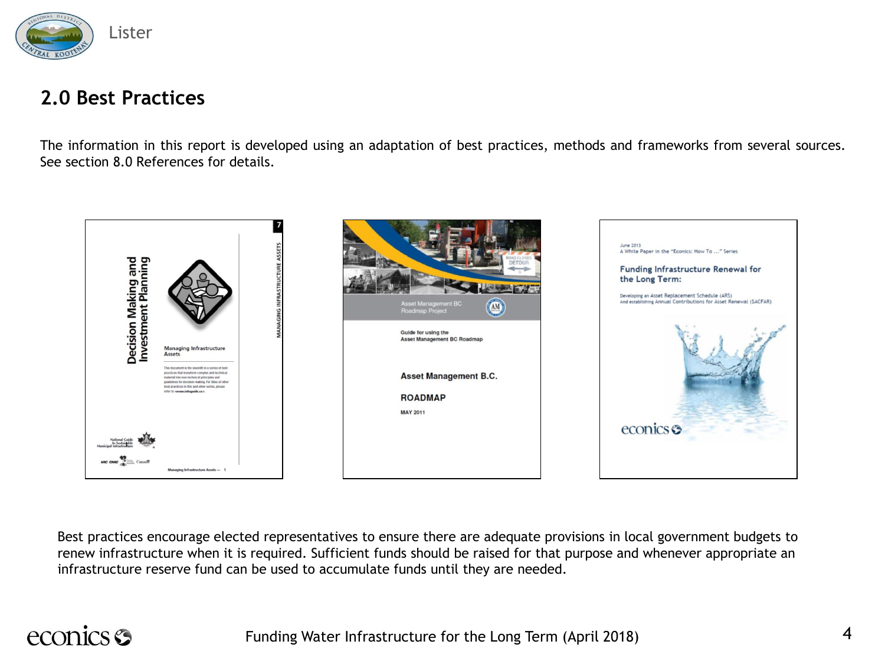## 2.0 Best Practices

The information in this report is developed using an adaptation of best practices, methods and frameworks from several sources. See section 8.0 References for details.

Best practices encourage elected representatives to ensure there are adequate provisions in local government budgets to renew infrastructure when it is required. Sufficient funds should be raised for that purpose and whenever appropriate an infrastructure reserve fund can be used to accumulate funds until they are needed.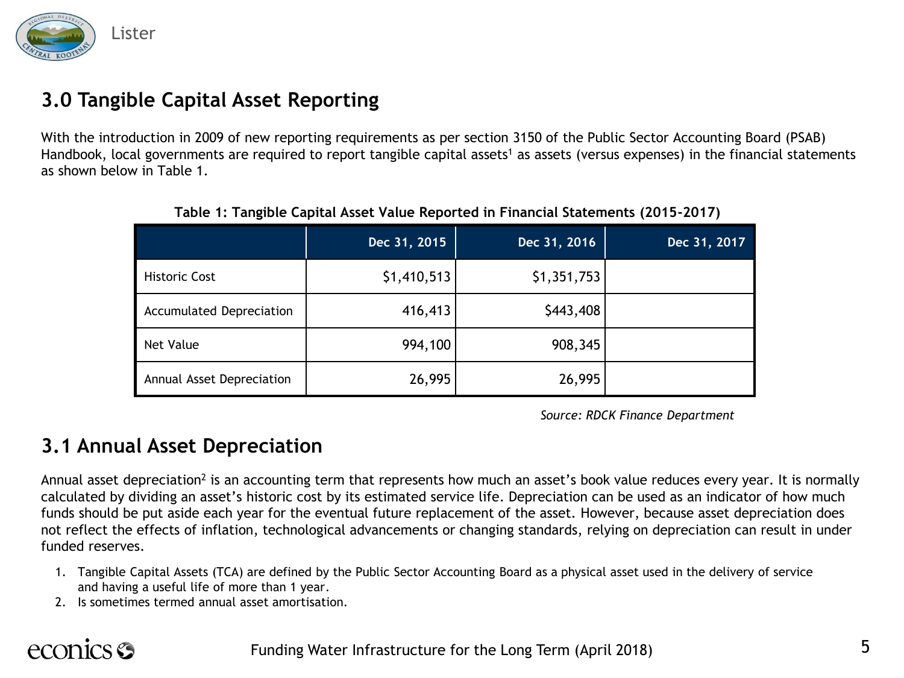## 3.0 Tangible Capital Asset Reporting

With the introduction in 2009 of new reporting requirements as per section 3150 of the Public Sector Accounting Board (PSAB) Handbook, local governments are required to report tangible capital assets[1] as assets (versus expenses) in the financial statements as shown below in Table 1.

**Table 1: Tangible Capital Asset Value Reported in Financial Statements (2015-2017)**

| | Dec 31, 2015 | Dec 31, 2016 | Dec 31, 2017 |
|---|---:|---:|---:|
| Historic Cost | $1,410,513 | $1,351,753 | |
| Accumulated Depreciation | 416,413 | $443,408 | |
| Net Value | 994,100 | 908,345 | |
| Annual Asset Depreciation | 26,995 | 26,995 | |

*Source: RDCK Finance Department*

## 3.1 Annual Asset Depreciation

Annual asset depreciation[2] is an accounting term that represents how much an asset's book value reduces every year. It is normally calculated by dividing an asset's historic cost by its estimated service life. Depreciation can be used as an indicator of how much funds should be put aside each year for the eventual future replacement of the asset. However, because asset depreciation does not reflect the effects of inflation, technological advancements or changing standards, relying on depreciation can result in under funded reserves.

1. Tangible Capital Assets (TCA) are defined by the Public Sector Accounting Board as a physical asset used in the delivery of service and having a useful life of more than 1 year.
2. Is sometimes termed annual asset amortisation.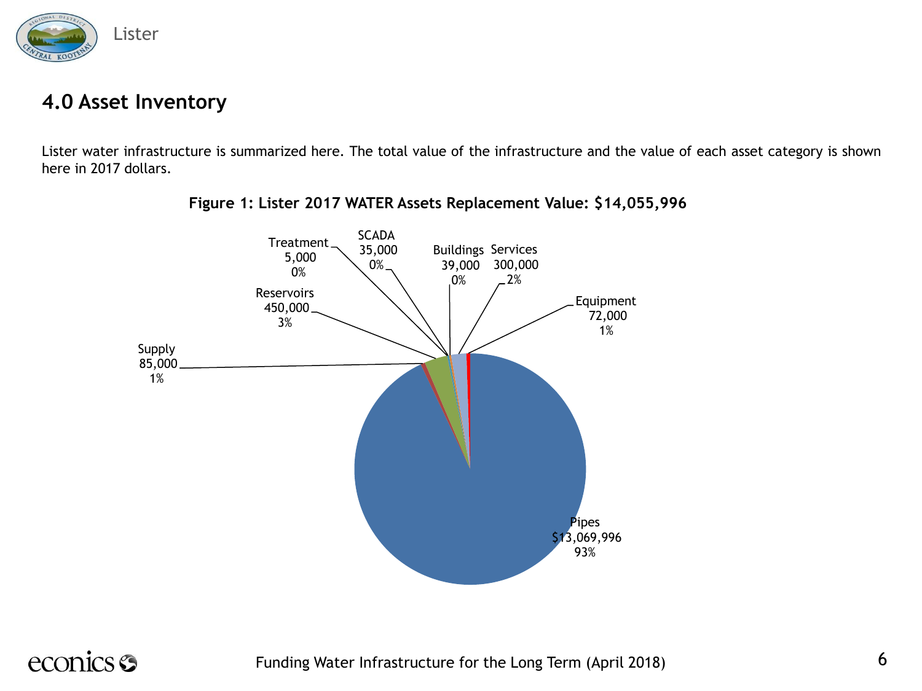## 4.0 Asset Inventory

Lister water infrastructure is summarized here. The total value of the infrastructure and the value of each asset category is shown here in 2017 dollars.

**Figure 1: Lister 2017 WATER Assets Replacement Value: $14,055,996**

| Category | Value | % |
| --- | --- | --- |
| Pipes | $13,069,996 | 93% |
| Supply | 85,000 | 1% |
| Reservoirs | 450,000 | 3% |
| Treatment | 5,000 | 0% |
| SCADA | 35,000 | 0% |
| Buildings | 39,000 | 0% |
| Services | 300,000 | 2% |
| Equipment | 72,000 | 1% |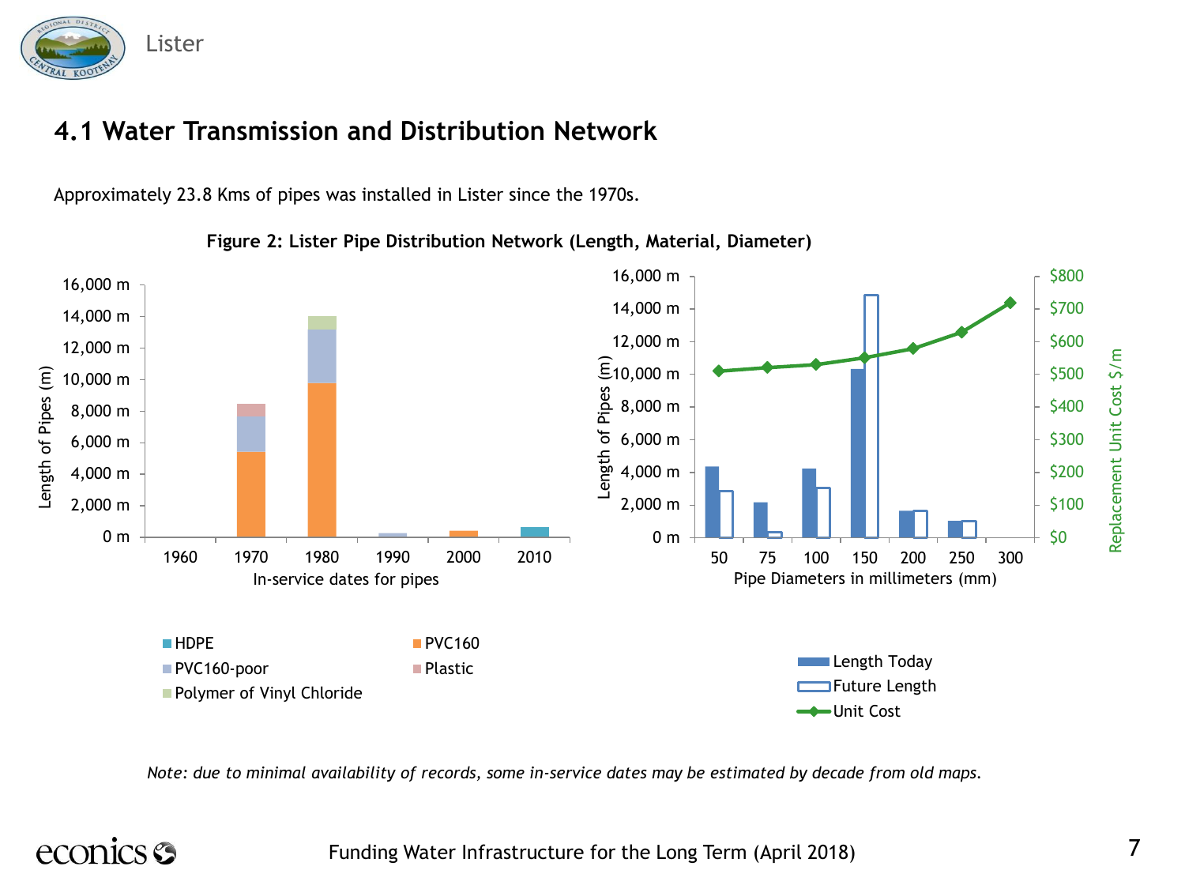## 4.1 Water Transmission and Distribution Network

Approximately 23.8 Kms of pipes was installed in Lister since the 1970s.

**Figure 2: Lister Pipe Distribution Network (Length, Material, Diameter)**

*Note: due to minimal availability of records, some in-service dates may be estimated by decade from old maps.*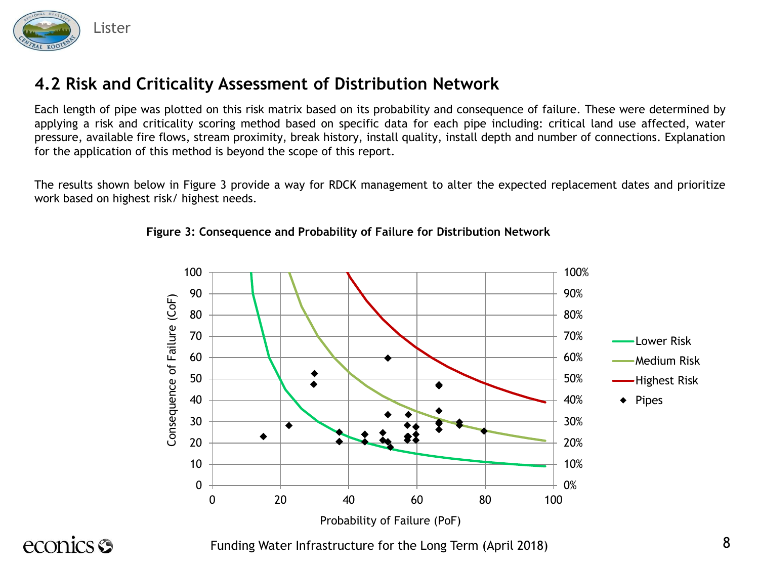## 4.2 Risk and Criticality Assessment of Distribution Network

Each length of pipe was plotted on this risk matrix based on its probability and consequence of failure. These were determined by applying a risk and criticality scoring method based on specific data for each pipe including: critical land use affected, water pressure, available fire flows, stream proximity, break history, install quality, install depth and number of connections. Explanation for the application of this method is beyond the scope of this report.

The results shown below in Figure 3 provide a way for RDCK management to alter the expected replacement dates and prioritize work based on highest risk/ highest needs.

**Figure 3: Consequence and Probability of Failure for Distribution Network**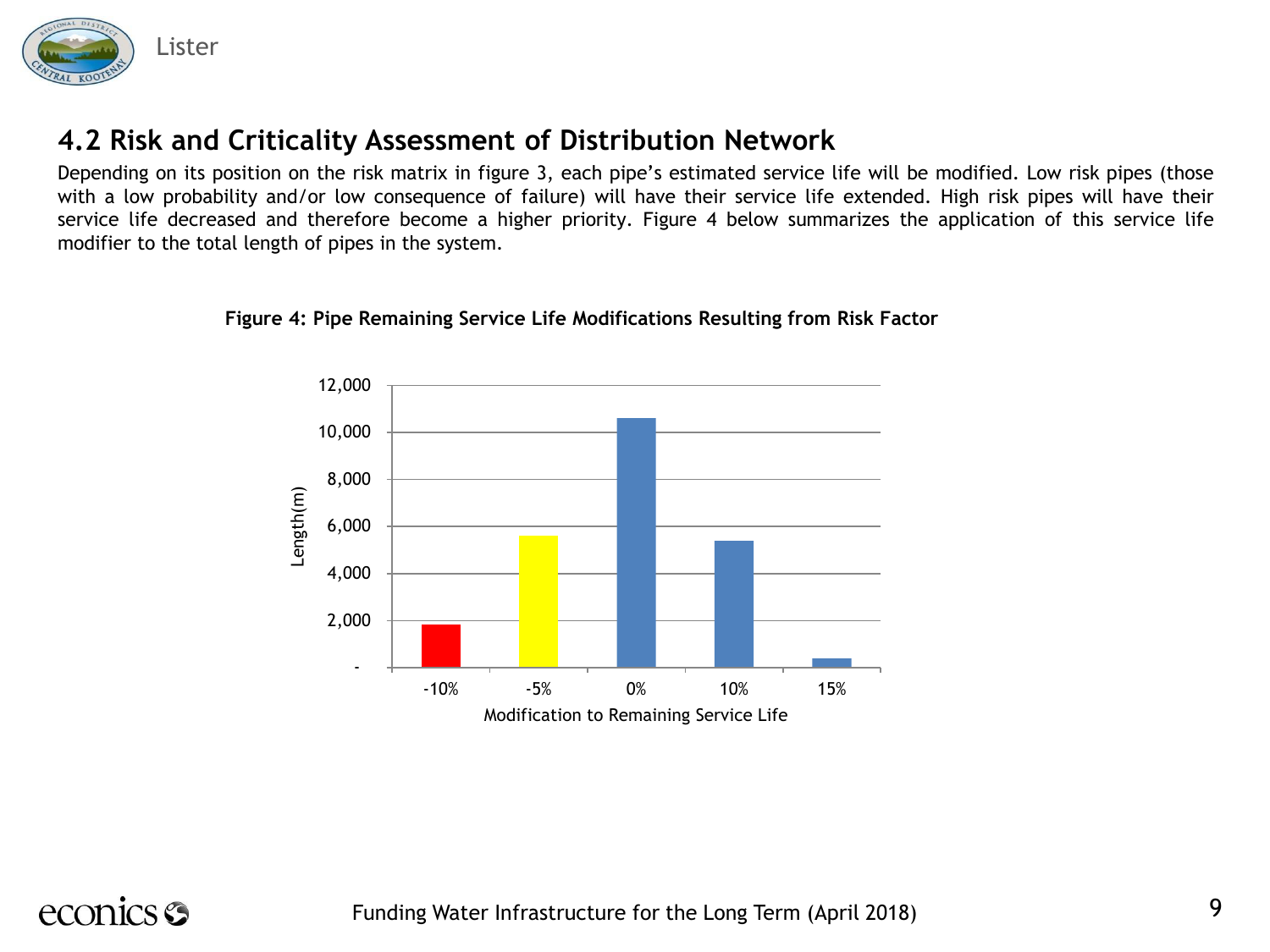## 4.2 Risk and Criticality Assessment of Distribution Network

Depending on its position on the risk matrix in figure 3, each pipe's estimated service life will be modified. Low risk pipes (those with a low probability and/or low consequence of failure) will have their service life extended. High risk pipes will have their service life decreased and therefore become a higher priority. Figure 4 below summarizes the application of this service life modifier to the total length of pipes in the system.

**Figure 4: Pipe Remaining Service Life Modifications Resulting from Risk Factor**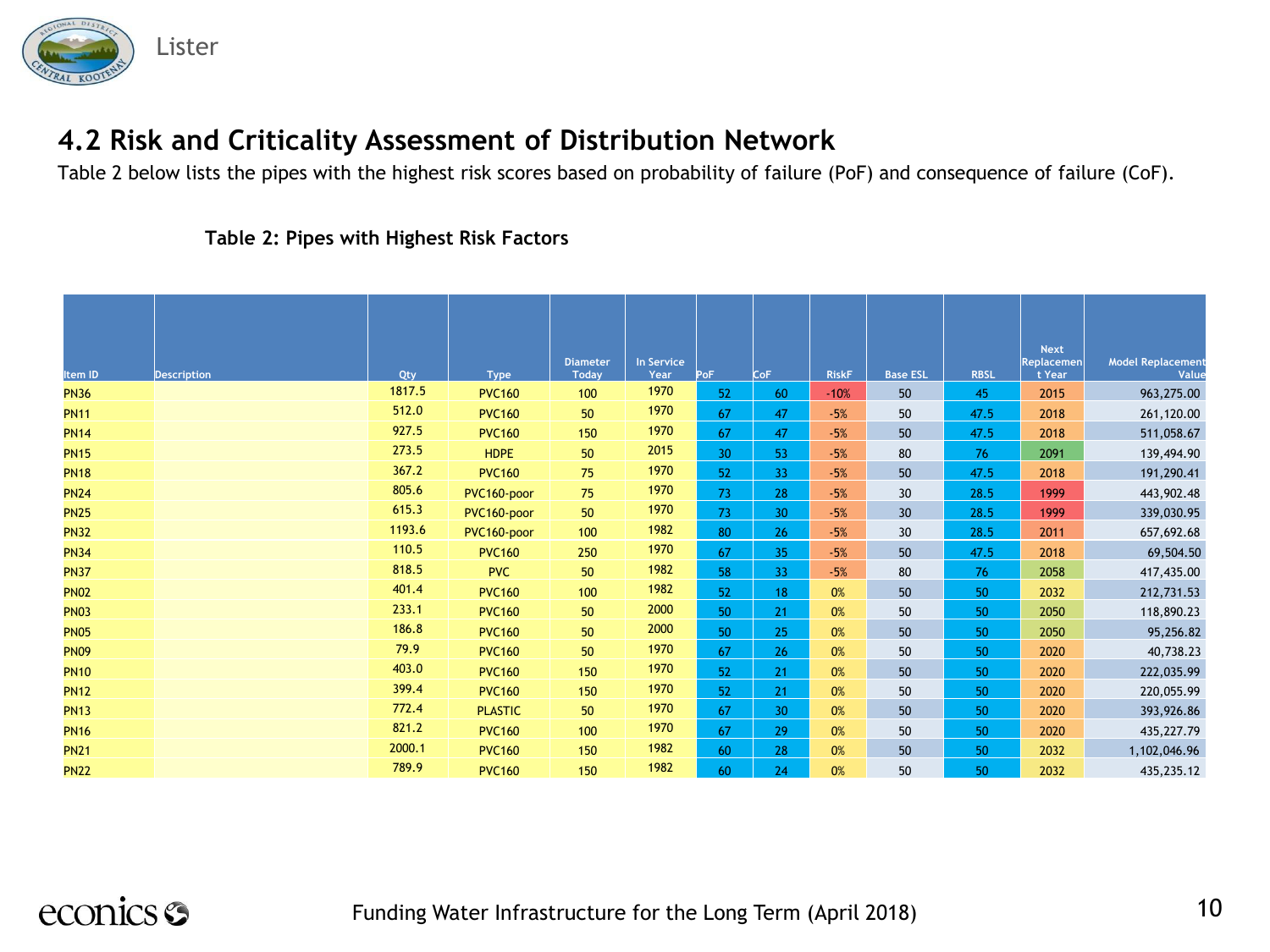## 4.2 Risk and Criticality Assessment of Distribution Network

Table 2 below lists the pipes with the highest risk scores based on probability of failure (PoF) and consequence of failure (CoF).

**Table 2: Pipes with Highest Risk Factors**

| Item ID | Description | Qty | Type | Diameter Today | In Service Year | PoF | CoF | RiskF | Base ESL | RBSL | Next Replacement Year | Model Replacement Value |
|---|---|---|---|---|---|---|---|---|---|---|---|---|
| PN36 | | 1817.5 | PVC160 | 100 | 1970 | 52 | 60 | -10% | 50 | 45 | 2015 | 963,275.00 |
| PN11 | | 512.0 | PVC160 | 50 | 1970 | 67 | 47 | -5% | 50 | 47.5 | 2018 | 261,120.00 |
| PN14 | | 927.5 | PVC160 | 150 | 1970 | 67 | 47 | -5% | 50 | 47.5 | 2018 | 511,058.67 |
| PN15 | | 273.5 | HDPE | 50 | 2015 | 30 | 53 | -5% | 80 | 76 | 2091 | 139,494.90 |
| PN18 | | 367.2 | PVC160 | 75 | 1970 | 52 | 33 | -5% | 50 | 47.5 | 2018 | 191,290.41 |
| PN24 | | 805.6 | PVC160-poor | 75 | 1970 | 73 | 28 | -5% | 30 | 28.5 | 1999 | 443,902.48 |
| PN25 | | 615.3 | PVC160-poor | 50 | 1970 | 73 | 30 | -5% | 30 | 28.5 | 1999 | 339,030.95 |
| PN32 | | 1193.6 | PVC160-poor | 100 | 1982 | 80 | 26 | -5% | 30 | 28.5 | 2011 | 657,692.68 |
| PN34 | | 110.5 | PVC160 | 250 | 1970 | 67 | 35 | -5% | 50 | 47.5 | 2018 | 69,504.50 |
| PN37 | | 818.5 | PVC | 50 | 1982 | 58 | 33 | -5% | 80 | 76 | 2058 | 417,435.00 |
| PN02 | | 401.4 | PVC160 | 100 | 1982 | 52 | 18 | 0% | 50 | 50 | 2032 | 212,731.53 |
| PN03 | | 233.1 | PVC160 | 50 | 2000 | 50 | 21 | 0% | 50 | 50 | 2050 | 118,890.23 |
| PN05 | | 186.8 | PVC160 | 50 | 2000 | 50 | 25 | 0% | 50 | 50 | 2050 | 95,256.82 |
| PN09 | | 79.9 | PVC160 | 50 | 1970 | 67 | 26 | 0% | 50 | 50 | 2020 | 40,738.23 |
| PN10 | | 403.0 | PVC160 | 150 | 1970 | 52 | 21 | 0% | 50 | 50 | 2020 | 222,035.99 |
| PN12 | | 399.4 | PVC160 | 150 | 1970 | 52 | 21 | 0% | 50 | 50 | 2020 | 220,055.99 |
| PN13 | | 772.4 | PLASTIC | 50 | 1970 | 67 | 30 | 0% | 50 | 50 | 2020 | 393,926.86 |
| PN16 | | 821.2 | PVC160 | 100 | 1970 | 67 | 29 | 0% | 50 | 50 | 2020 | 435,227.79 |
| PN21 | | 2000.1 | PVC160 | 150 | 1982 | 60 | 28 | 0% | 50 | 50 | 2032 | 1,102,046.96 |
| PN22 | | 789.9 | PVC160 | 150 | 1982 | 60 | 24 | 0% | 50 | 50 | 2032 | 435,235.12 |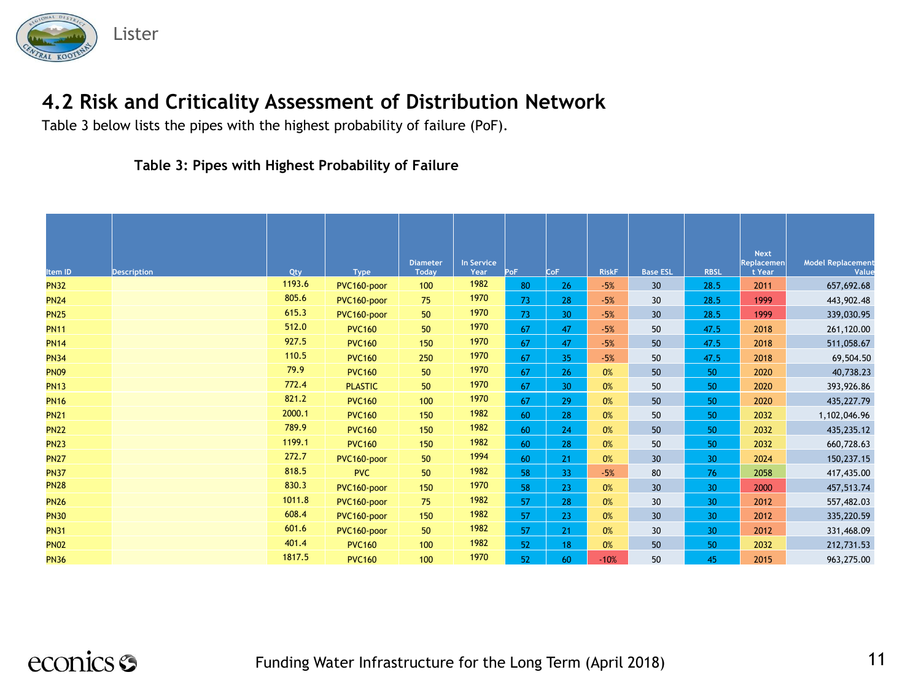## 4.2 Risk and Criticality Assessment of Distribution Network

Table 3 below lists the pipes with the highest probability of failure (PoF).

**Table 3: Pipes with Highest Probability of Failure**

| Item ID | Description | Qty | Type | Diameter Today | In Service Year | PoF | CoF | RiskF | Base ESL | RBSL | Next Replacement Year | Model Replacement Value |
|---|---|---|---|---|---|---|---|---|---|---|---|---|
| PN32 | | 1193.6 | PVC160-poor | 100 | 1982 | 80 | 26 | -5% | 30 | 28.5 | 2011 | 657,692.68 |
| PN24 | | 805.6 | PVC160-poor | 75 | 1970 | 73 | 28 | -5% | 30 | 28.5 | 1999 | 443,902.48 |
| PN25 | | 615.3 | PVC160-poor | 50 | 1970 | 73 | 30 | -5% | 30 | 28.5 | 1999 | 339,030.95 |
| PN11 | | 512.0 | PVC160 | 50 | 1970 | 67 | 47 | -5% | 50 | 47.5 | 2018 | 261,120.00 |
| PN14 | | 927.5 | PVC160 | 150 | 1970 | 67 | 47 | -5% | 50 | 47.5 | 2018 | 511,058.67 |
| PN34 | | 110.5 | PVC160 | 250 | 1970 | 67 | 35 | -5% | 50 | 47.5 | 2018 | 69,504.50 |
| PN09 | | 79.9 | PVC160 | 50 | 1970 | 67 | 26 | 0% | 50 | 50 | 2020 | 40,738.23 |
| PN13 | | 772.4 | PLASTIC | 50 | 1970 | 67 | 30 | 0% | 50 | 50 | 2020 | 393,926.86 |
| PN16 | | 821.2 | PVC160 | 100 | 1970 | 67 | 29 | 0% | 50 | 50 | 2020 | 435,227.79 |
| PN21 | | 2000.1 | PVC160 | 150 | 1982 | 60 | 28 | 0% | 50 | 50 | 2032 | 1,102,046.96 |
| PN22 | | 789.9 | PVC160 | 150 | 1982 | 60 | 24 | 0% | 50 | 50 | 2032 | 435,235.12 |
| PN23 | | 1199.1 | PVC160 | 150 | 1982 | 60 | 28 | 0% | 50 | 50 | 2032 | 660,728.63 |
| PN27 | | 272.7 | PVC160-poor | 50 | 1994 | 60 | 21 | 0% | 30 | 30 | 2024 | 150,237.15 |
| PN37 | | 818.5 | PVC | 50 | 1982 | 58 | 33 | -5% | 80 | 76 | 2058 | 417,435.00 |
| PN28 | | 830.3 | PVC160-poor | 150 | 1970 | 58 | 23 | 0% | 30 | 30 | 2000 | 457,513.74 |
| PN26 | | 1011.8 | PVC160-poor | 75 | 1982 | 57 | 28 | 0% | 30 | 30 | 2012 | 557,482.03 |
| PN30 | | 608.4 | PVC160-poor | 150 | 1982 | 57 | 23 | 0% | 30 | 30 | 2012 | 335,220.59 |
| PN31 | | 601.6 | PVC160-poor | 50 | 1982 | 57 | 21 | 0% | 30 | 30 | 2012 | 331,468.09 |
| PN02 | | 401.4 | PVC160 | 100 | 1982 | 52 | 18 | 0% | 50 | 50 | 2032 | 212,731.53 |
| PN36 | | 1817.5 | PVC160 | 100 | 1970 | 52 | 60 | -10% | 50 | 45 | 2015 | 963,275.00 |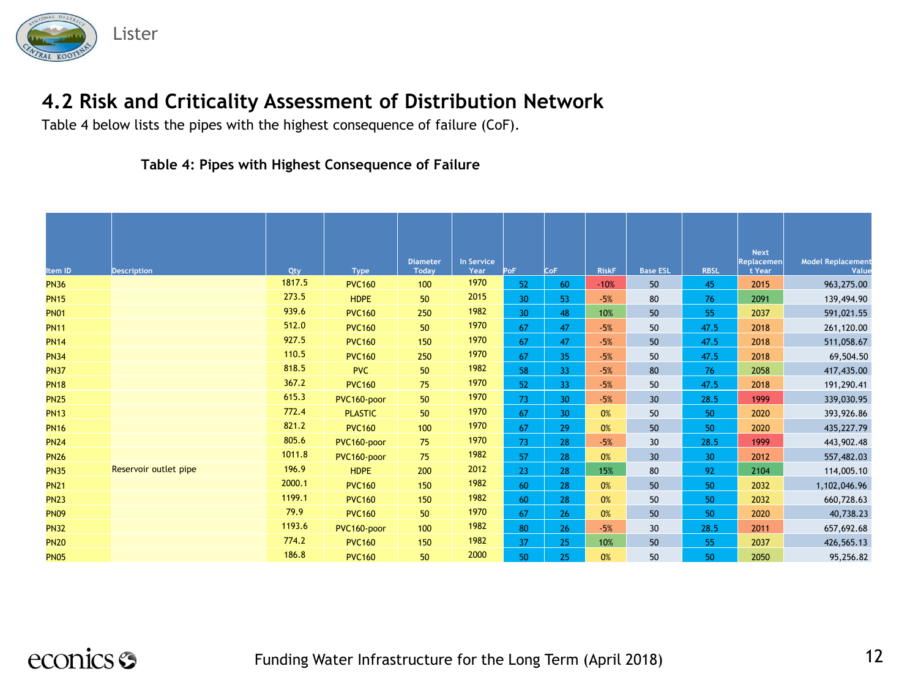## 4.2 Risk and Criticality Assessment of Distribution Network

Table 4 below lists the pipes with the highest consequence of failure (CoF).

**Table 4: Pipes with Highest Consequence of Failure**

| Item ID | Description | Qty | Type | Diameter Today | In Service Year | PoF | CoF | RiskF | Base ESL | RBSL | Next Replacement Year | Model Replacement Value |
|---|---|---|---|---|---|---|---|---|---|---|---|---|
| PN36 | | 1817.5 | PVC160 | 100 | 1970 | 52 | 60 | -10% | 50 | 45 | 2015 | 963,275.00 |
| PN15 | | 273.5 | HDPE | 50 | 2015 | 30 | 53 | -5% | 80 | 76 | 2091 | 139,494.90 |
| PN01 | | 939.6 | PVC160 | 250 | 1982 | 30 | 48 | 10% | 50 | 55 | 2037 | 591,021.55 |
| PN11 | | 512.0 | PVC160 | 50 | 1970 | 67 | 47 | -5% | 50 | 47.5 | 2018 | 261,120.00 |
| PN14 | | 927.5 | PVC160 | 150 | 1970 | 67 | 47 | -5% | 50 | 47.5 | 2018 | 511,058.67 |
| PN34 | | 110.5 | PVC160 | 250 | 1970 | 67 | 35 | -5% | 50 | 47.5 | 2018 | 69,504.50 |
| PN37 | | 818.5 | PVC | 50 | 1982 | 58 | 33 | -5% | 80 | 76 | 2058 | 417,435.00 |
| PN18 | | 367.2 | PVC160 | 75 | 1970 | 52 | 33 | -5% | 50 | 47.5 | 2018 | 191,290.41 |
| PN25 | | 615.3 | PVC160-poor | 50 | 1970 | 73 | 30 | -5% | 30 | 28.5 | 1999 | 339,030.95 |
| PN13 | | 772.4 | PLASTIC | 50 | 1970 | 67 | 30 | 0% | 50 | 50 | 2020 | 393,926.86 |
| PN16 | | 821.2 | PVC160 | 100 | 1970 | 67 | 29 | 0% | 50 | 50 | 2020 | 435,227.79 |
| PN24 | | 805.6 | PVC160-poor | 75 | 1970 | 73 | 28 | -5% | 30 | 28.5 | 1999 | 443,902.48 |
| PN26 | | 1011.8 | PVC160-poor | 75 | 1982 | 57 | 28 | 0% | 30 | 30 | 2012 | 557,482.03 |
| PN35 | Reservoir outlet pipe | 196.9 | HDPE | 200 | 2012 | 23 | 28 | 15% | 80 | 92 | 2104 | 114,005.10 |
| PN21 | | 2000.1 | PVC160 | 150 | 1982 | 60 | 28 | 0% | 50 | 50 | 2032 | 1,102,046.96 |
| PN23 | | 1199.1 | PVC160 | 150 | 1982 | 60 | 28 | 0% | 50 | 50 | 2032 | 660,728.63 |
| PN09 | | 79.9 | PVC160 | 50 | 1970 | 67 | 26 | 0% | 50 | 50 | 2020 | 40,738.23 |
| PN32 | | 1193.6 | PVC160-poor | 100 | 1982 | 80 | 26 | -5% | 30 | 28.5 | 2011 | 657,692.68 |
| PN20 | | 774.2 | PVC160 | 150 | 1982 | 37 | 25 | 10% | 50 | 55 | 2037 | 426,565.13 |
| PN05 | | 186.8 | PVC160 | 50 | 2000 | 50 | 25 | 0% | 50 | 50 | 2050 | 95,256.82 |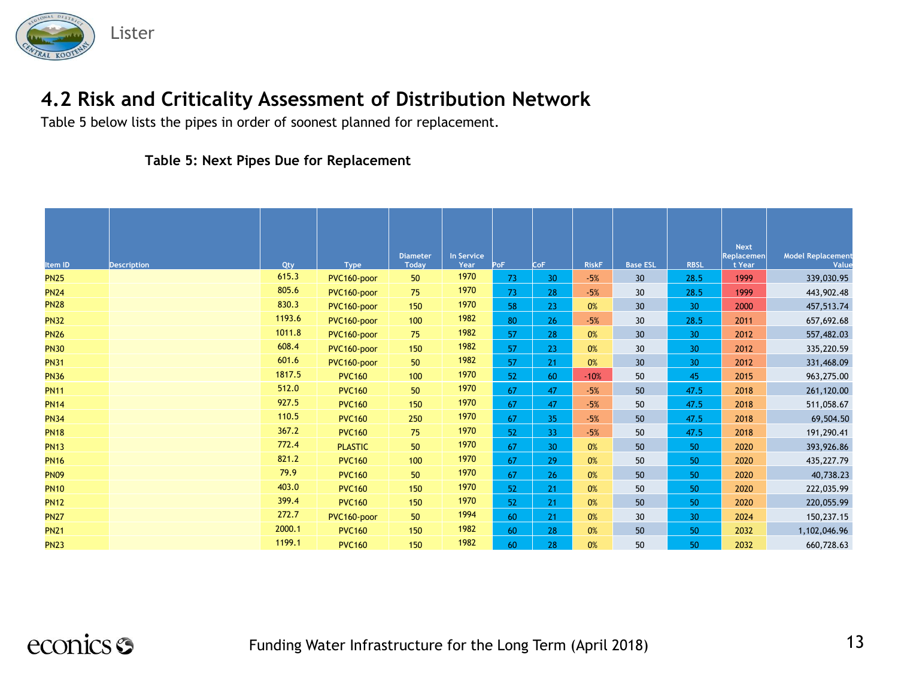## 4.2 Risk and Criticality Assessment of Distribution Network

Table 5 below lists the pipes in order of soonest planned for replacement.

**Table 5: Next Pipes Due for Replacement**

| Item ID | Description | Qty | Type | Diameter Today | In Service Year | PoF | CoF | RiskF | Base ESL | RBSL | Next Replacement Year | Model Replacement Value |
|---|---|---|---|---|---|---|---|---|---|---|---|---|
| PN25 | | 615.3 | PVC160-poor | 50 | 1970 | 73 | 30 | -5% | 30 | 28.5 | 1999 | 339,030.95 |
| PN24 | | 805.6 | PVC160-poor | 75 | 1970 | 73 | 28 | -5% | 30 | 28.5 | 1999 | 443,902.48 |
| PN28 | | 830.3 | PVC160-poor | 150 | 1970 | 58 | 23 | 0% | 30 | 30 | 2000 | 457,513.74 |
| PN32 | | 1193.6 | PVC160-poor | 100 | 1982 | 80 | 26 | -5% | 30 | 28.5 | 2011 | 657,692.68 |
| PN26 | | 1011.8 | PVC160-poor | 75 | 1982 | 57 | 28 | 0% | 30 | 30 | 2012 | 557,482.03 |
| PN30 | | 608.4 | PVC160-poor | 150 | 1982 | 57 | 23 | 0% | 30 | 30 | 2012 | 335,220.59 |
| PN31 | | 601.6 | PVC160-poor | 50 | 1982 | 57 | 21 | 0% | 30 | 30 | 2012 | 331,468.09 |
| PN36 | | 1817.5 | PVC160 | 100 | 1970 | 52 | 60 | -10% | 50 | 45 | 2015 | 963,275.00 |
| PN11 | | 512.0 | PVC160 | 50 | 1970 | 67 | 47 | -5% | 50 | 47.5 | 2018 | 261,120.00 |
| PN14 | | 927.5 | PVC160 | 150 | 1970 | 67 | 47 | -5% | 50 | 47.5 | 2018 | 511,058.67 |
| PN34 | | 110.5 | PVC160 | 250 | 1970 | 67 | 35 | -5% | 50 | 47.5 | 2018 | 69,504.50 |
| PN18 | | 367.2 | PVC160 | 75 | 1970 | 52 | 33 | -5% | 50 | 47.5 | 2018 | 191,290.41 |
| PN13 | | 772.4 | PLASTIC | 50 | 1970 | 67 | 30 | 0% | 50 | 50 | 2020 | 393,926.86 |
| PN16 | | 821.2 | PVC160 | 100 | 1970 | 67 | 29 | 0% | 50 | 50 | 2020 | 435,227.79 |
| PN09 | | 79.9 | PVC160 | 50 | 1970 | 67 | 26 | 0% | 50 | 50 | 2020 | 40,738.23 |
| PN10 | | 403.0 | PVC160 | 150 | 1970 | 52 | 21 | 0% | 50 | 50 | 2020 | 222,035.99 |
| PN12 | | 399.4 | PVC160 | 150 | 1970 | 52 | 21 | 0% | 50 | 50 | 2020 | 220,055.99 |
| PN27 | | 272.7 | PVC160-poor | 50 | 1994 | 60 | 21 | 0% | 30 | 30 | 2024 | 150,237.15 |
| PN21 | | 2000.1 | PVC160 | 150 | 1982 | 60 | 28 | 0% | 50 | 50 | 2032 | 1,102,046.96 |
| PN23 | | 1199.1 | PVC160 | 150 | 1982 | 60 | 28 | 0% | 50 | 50 | 2032 | 660,728.63 |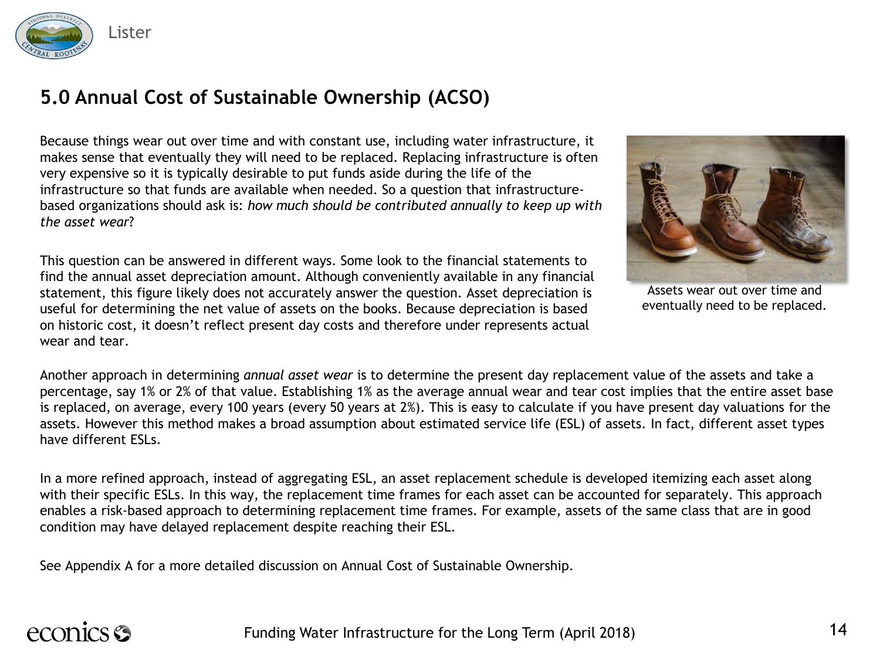## 5.0 Annual Cost of Sustainable Ownership (ACSO)

Because things wear out over time and with constant use, including water infrastructure, it makes sense that eventually they will need to be replaced. Replacing infrastructure is often very expensive so it is typically desirable to put funds aside during the life of the infrastructure so that funds are available when needed. So a question that infrastructure-based organizations should ask is: *how much should be contributed annually to keep up with the asset wear*?

This question can be answered in different ways. Some look to the financial statements to find the annual asset depreciation amount. Although conveniently available in any financial statement, this figure likely does not accurately answer the question. Asset depreciation is useful for determining the net value of assets on the books. Because depreciation is based on historic cost, it doesn't reflect present day costs and therefore under represents actual wear and tear.

Assets wear out over time and eventually need to be replaced.

Another approach in determining *annual asset wear* is to determine the present day replacement value of the assets and take a percentage, say 1% or 2% of that value. Establishing 1% as the average annual wear and tear cost implies that the entire asset base is replaced, on average, every 100 years (every 50 years at 2%). This is easy to calculate if you have present day valuations for the assets. However this method makes a broad assumption about estimated service life (ESL) of assets. In fact, different asset types have different ESLs.

In a more refined approach, instead of aggregating ESL, an asset replacement schedule is developed itemizing each asset along with their specific ESLs. In this way, the replacement time frames for each asset can be accounted for separately. This approach enables a risk-based approach to determining replacement time frames. For example, assets of the same class that are in good condition may have delayed replacement despite reaching their ESL.

See Appendix A for a more detailed discussion on Annual Cost of Sustainable Ownership.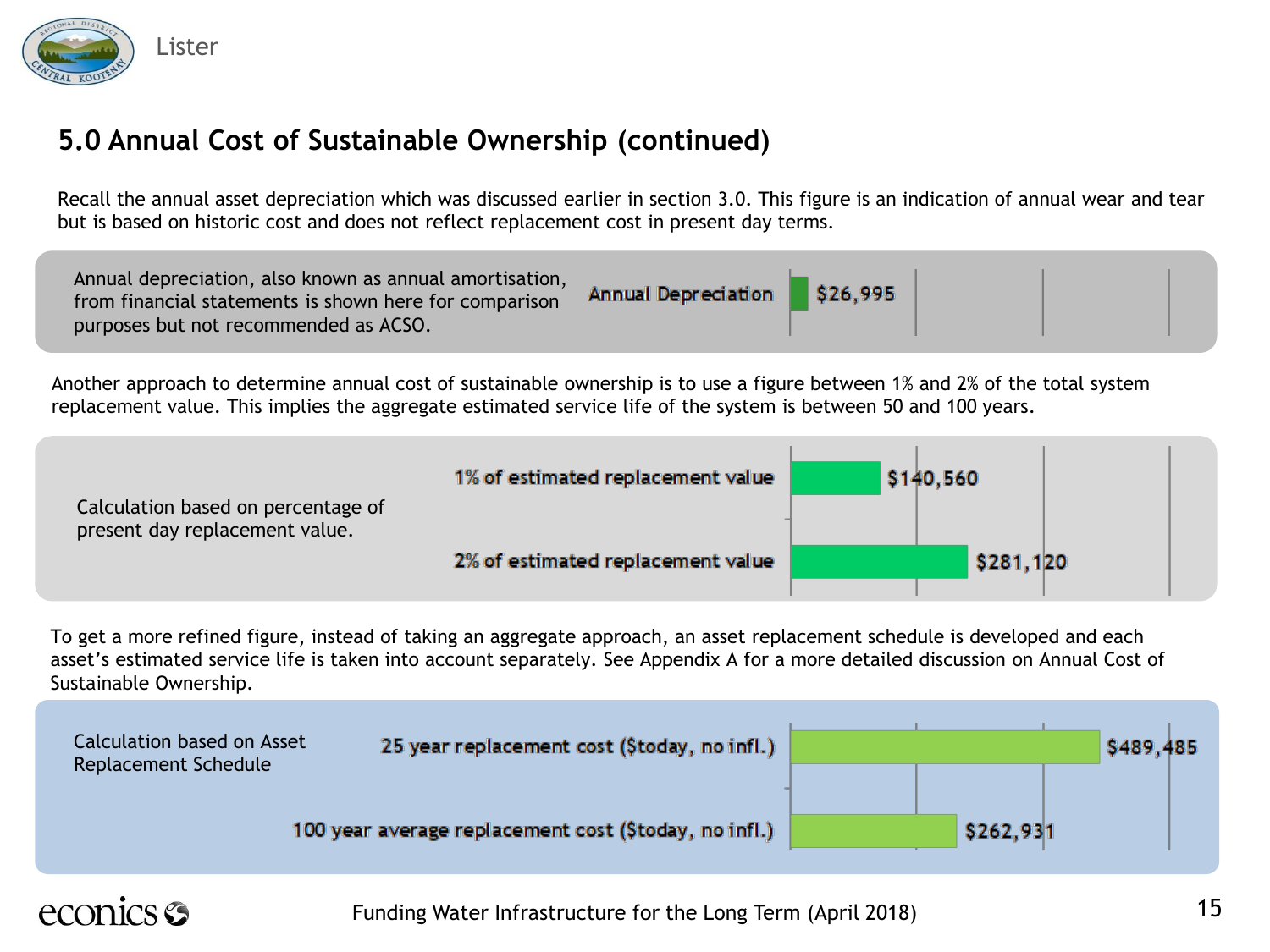## 5.0 Annual Cost of Sustainable Ownership (continued)

Recall the annual asset depreciation which was discussed earlier in section 3.0. This figure is an indication of annual wear and tear but is based on historic cost and does not reflect replacement cost in present day terms.

Annual depreciation, also known as annual amortisation, from financial statements is shown here for comparison purposes but not recommended as ACSO.

| | |
|---|---|
| Annual Depreciation | $26,995 |

Another approach to determine annual cost of sustainable ownership is to use a figure between 1% and 2% of the total system replacement value. This implies the aggregate estimated service life of the system is between 50 and 100 years.

Calculation based on percentage of present day replacement value.

| | |
|---|---|
| 1% of estimated replacement value | $140,560 |
| 2% of estimated replacement value | $281,120 |

To get a more refined figure, instead of taking an aggregate approach, an asset replacement schedule is developed and each asset's estimated service life is taken into account separately. See Appendix A for a more detailed discussion on Annual Cost of Sustainable Ownership.

Calculation based on Asset Replacement Schedule

| | |
|---|---|
| 25 year replacement cost ($today, no infl.) | $489,485 |
| 100 year average replacement cost ($today, no infl.) | $262,931 |

Funding Water Infrastructure for the Long Term (April 2018)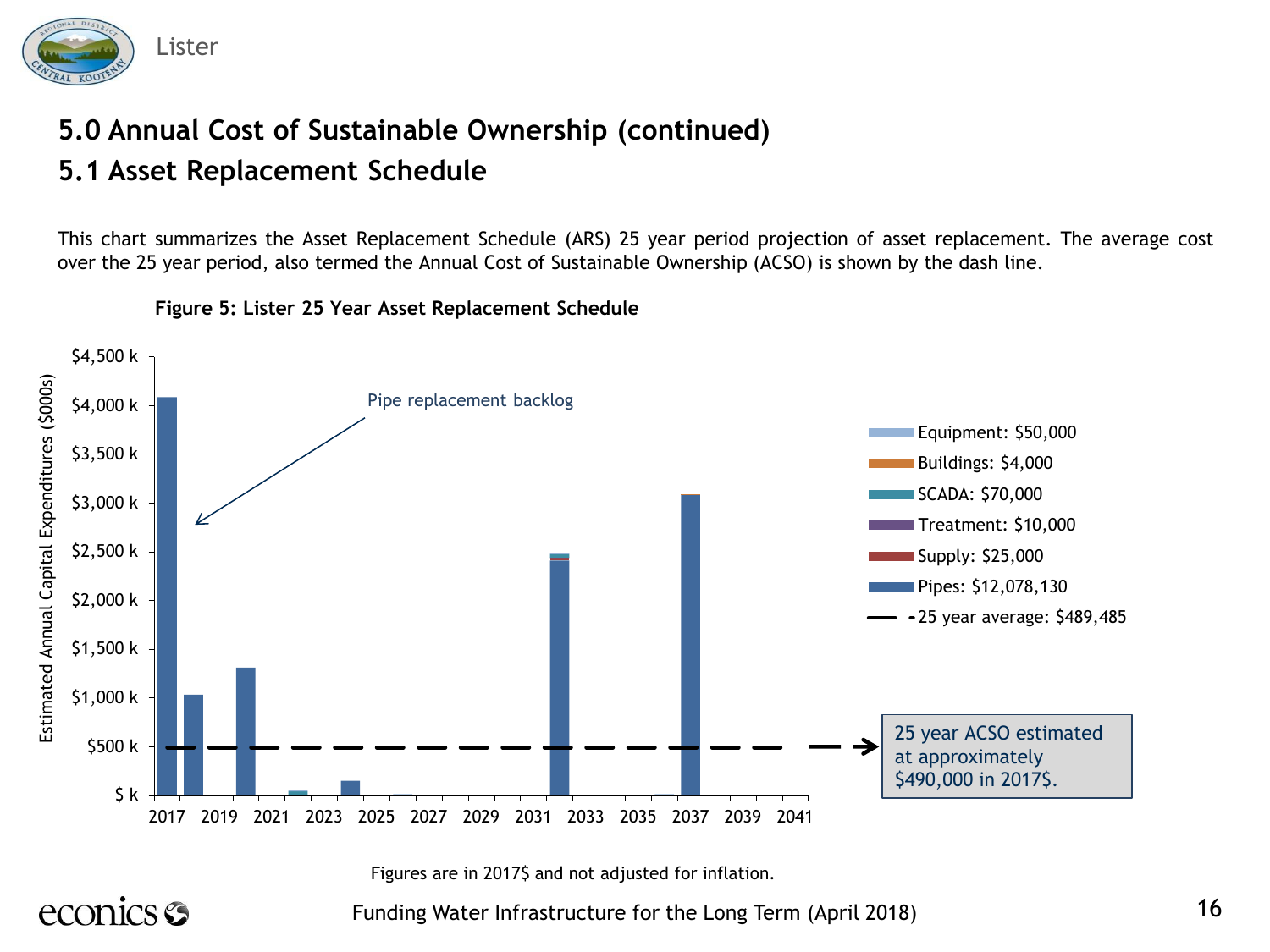## 5.0 Annual Cost of Sustainable Ownership (continued)

## 5.1 Asset Replacement Schedule

This chart summarizes the Asset Replacement Schedule (ARS) 25 year period projection of asset replacement. The average cost over the 25 year period, also termed the Annual Cost of Sustainable Ownership (ACSO) is shown by the dash line.

**Figure 5: Lister 25 Year Asset Replacement Schedule**

Pipe replacement backlog

- Equipment: $50,000
- Buildings: $4,000
- SCADA: $70,000
- Treatment: $10,000
- Supply: $25,000
- Pipes: $12,078,130
- 25 year average: $489,485

25 year ACSO estimated at approximately $490,000 in 2017$.

Figures are in 2017$ and not adjusted for inflation.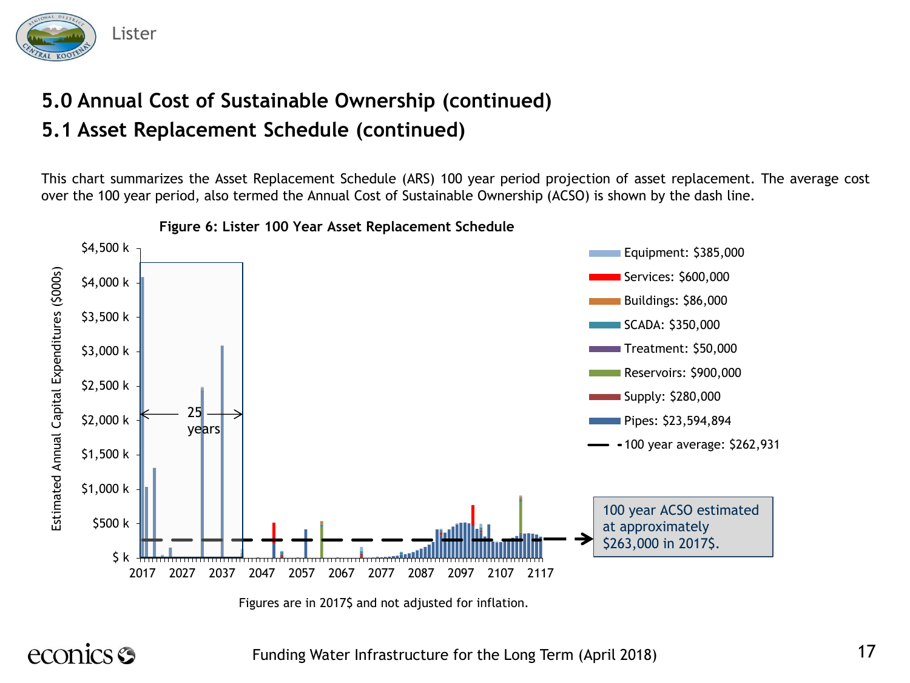## 5.0 Annual Cost of Sustainable Ownership (continued)

## 5.1 Asset Replacement Schedule (continued)

This chart summarizes the Asset Replacement Schedule (ARS) 100 year period projection of asset replacement. The average cost over the 100 year period, also termed the Annual Cost of Sustainable Ownership (ACSO) is shown by the dash line.

**Figure 6: Lister 100 Year Asset Replacement Schedule**

- Equipment: $385,000
- Services: $600,000
- Buildings: $86,000
- SCADA: $350,000
- Treatment: $50,000
- Reservoirs: $900,000
- Supply: $280,000
- Pipes: $23,594,894
- 100 year average: $262,931

100 year ACSO estimated at approximately $263,000 in 2017$.

Figures are in 2017$ and not adjusted for inflation.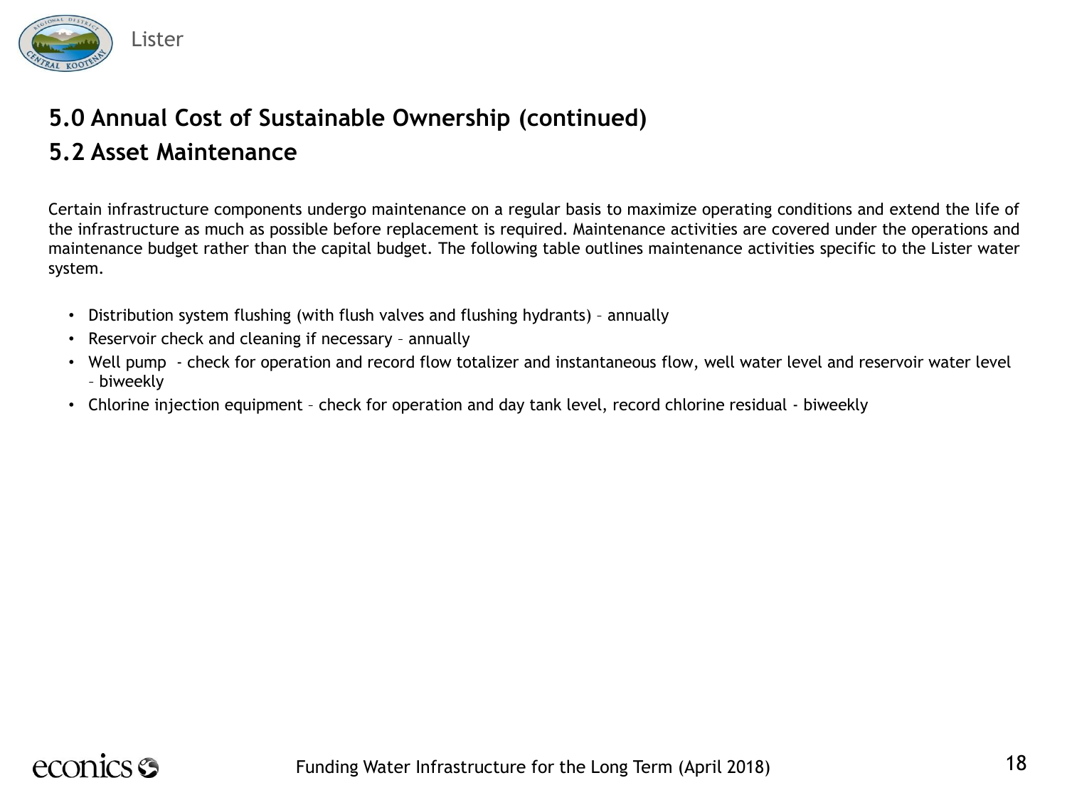## 5.0 Annual Cost of Sustainable Ownership (continued)

## 5.2 Asset Maintenance

Certain infrastructure components undergo maintenance on a regular basis to maximize operating conditions and extend the life of the infrastructure as much as possible before replacement is required. Maintenance activities are covered under the operations and maintenance budget rather than the capital budget. The following table outlines maintenance activities specific to the Lister water system.

- Distribution system flushing (with flush valves and flushing hydrants) – annually
- Reservoir check and cleaning if necessary – annually
- Well pump - check for operation and record flow totalizer and instantaneous flow, well water level and reservoir water level – biweekly
- Chlorine injection equipment – check for operation and day tank level, record chlorine residual - biweekly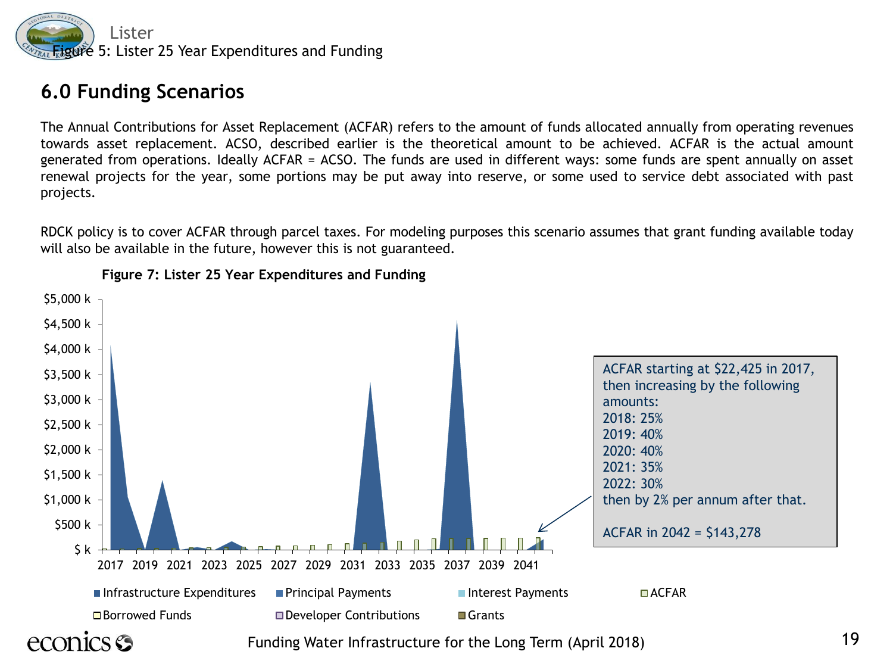## 6.0 Funding Scenarios

The Annual Contributions for Asset Replacement (ACFAR) refers to the amount of funds allocated annually from operating revenues towards asset replacement. ACSO, described earlier is the theoretical amount to be achieved. ACFAR is the actual amount generated from operations. Ideally ACFAR = ACSO. The funds are used in different ways: some funds are spent annually on asset renewal projects for the year, some portions may be put away into reserve, or some used to service debt associated with past projects.

RDCK policy is to cover ACFAR through parcel taxes. For modeling purposes this scenario assumes that grant funding available today will also be available in the future, however this is not guaranteed.

**Figure 7: Lister 25 Year Expenditures and Funding**

ACFAR starting at $22,425 in 2017, then increasing by the following amounts:
2018: 25%
2019: 40%
2020: 40%
2021: 35%
2022: 30%
then by 2% per annum after that.

ACFAR in 2042 = $143,278

Legend: Infrastructure Expenditures, Principal Payments, Interest Payments, ACFAR, Borrowed Funds, Developer Contributions, Grants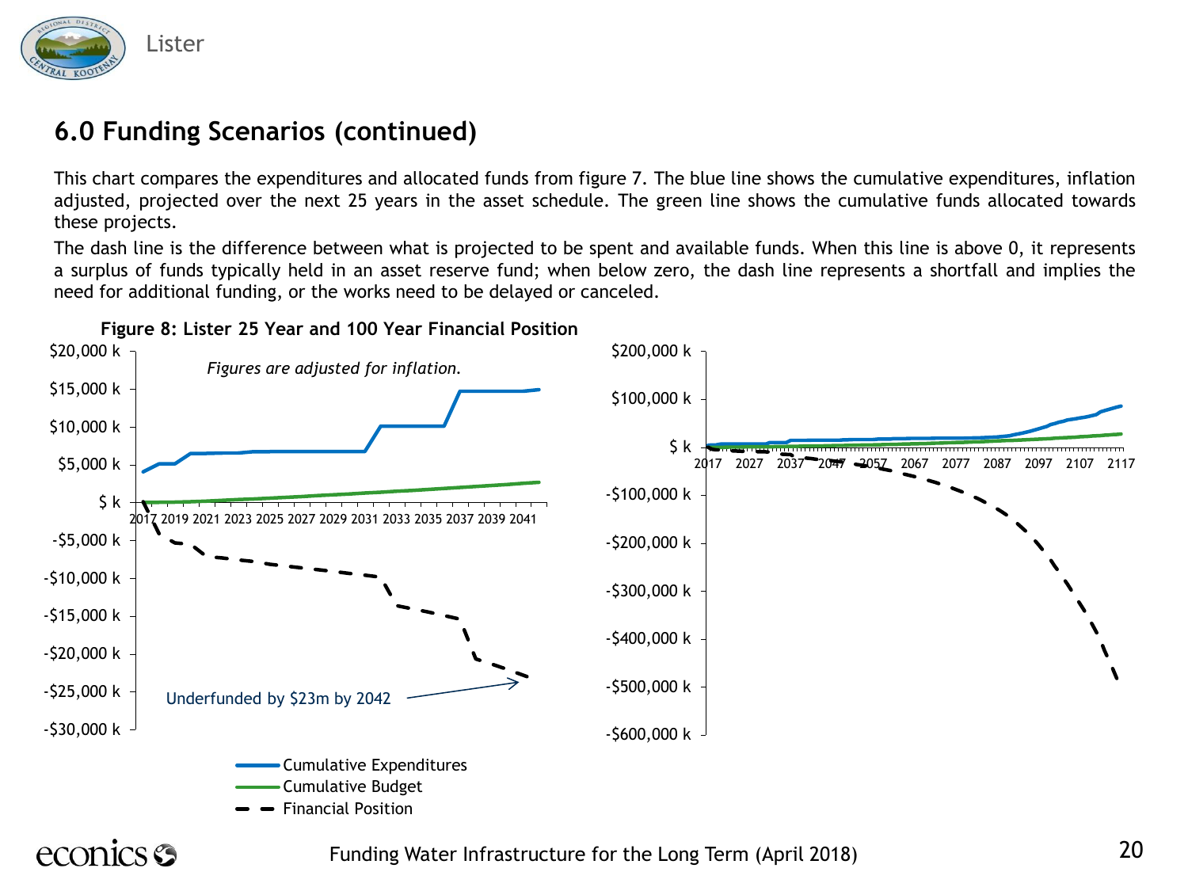## 6.0 Funding Scenarios (continued)

This chart compares the expenditures and allocated funds from figure 7. The blue line shows the cumulative expenditures, inflation adjusted, projected over the next 25 years in the asset schedule. The green line shows the cumulative funds allocated towards these projects.

The dash line is the difference between what is projected to be spent and available funds. When this line is above 0, it represents a surplus of funds typically held in an asset reserve fund; when below zero, the dash line represents a shortfall and implies the need for additional funding, or the works need to be delayed or canceled.

**Figure 8: Lister 25 Year and 100 Year Financial Position**

*Figures are adjusted for inflation.*

Underfunded by $23m by 2042

Cumulative Expenditures
Cumulative Budget
Financial Position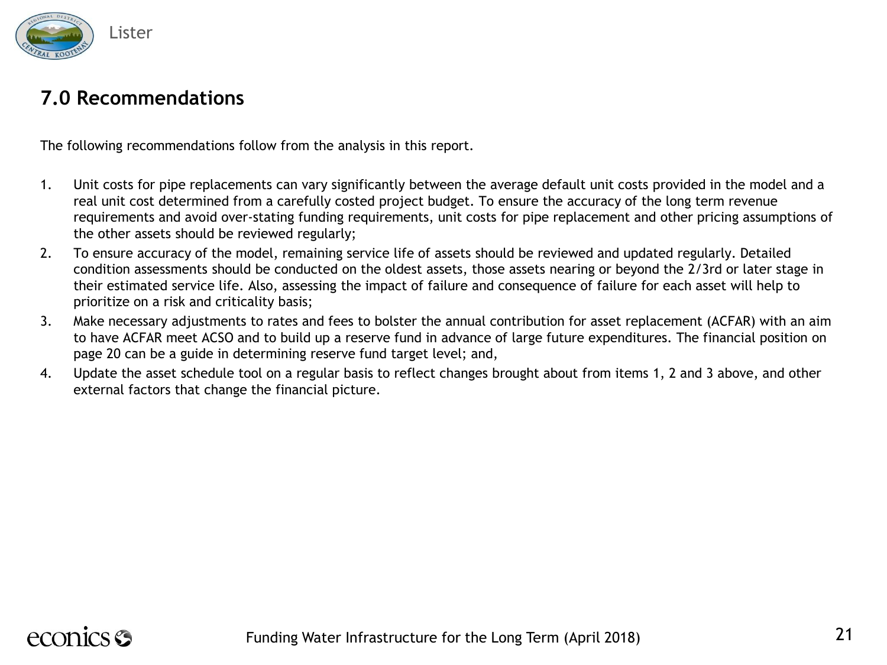## 7.0 Recommendations

The following recommendations follow from the analysis in this report.

1. Unit costs for pipe replacements can vary significantly between the average default unit costs provided in the model and a real unit cost determined from a carefully costed project budget. To ensure the accuracy of the long term revenue requirements and avoid over-stating funding requirements, unit costs for pipe replacement and other pricing assumptions of the other assets should be reviewed regularly;
2. To ensure accuracy of the model, remaining service life of assets should be reviewed and updated regularly. Detailed condition assessments should be conducted on the oldest assets, those assets nearing or beyond the 2/3rd or later stage in their estimated service life. Also, assessing the impact of failure and consequence of failure for each asset will help to prioritize on a risk and criticality basis;
3. Make necessary adjustments to rates and fees to bolster the annual contribution for asset replacement (ACFAR) with an aim to have ACFAR meet ACSO and to build up a reserve fund in advance of large future expenditures. The financial position on page 20 can be a guide in determining reserve fund target level; and,
4. Update the asset schedule tool on a regular basis to reflect changes brought about from items 1, 2 and 3 above, and other external factors that change the financial picture.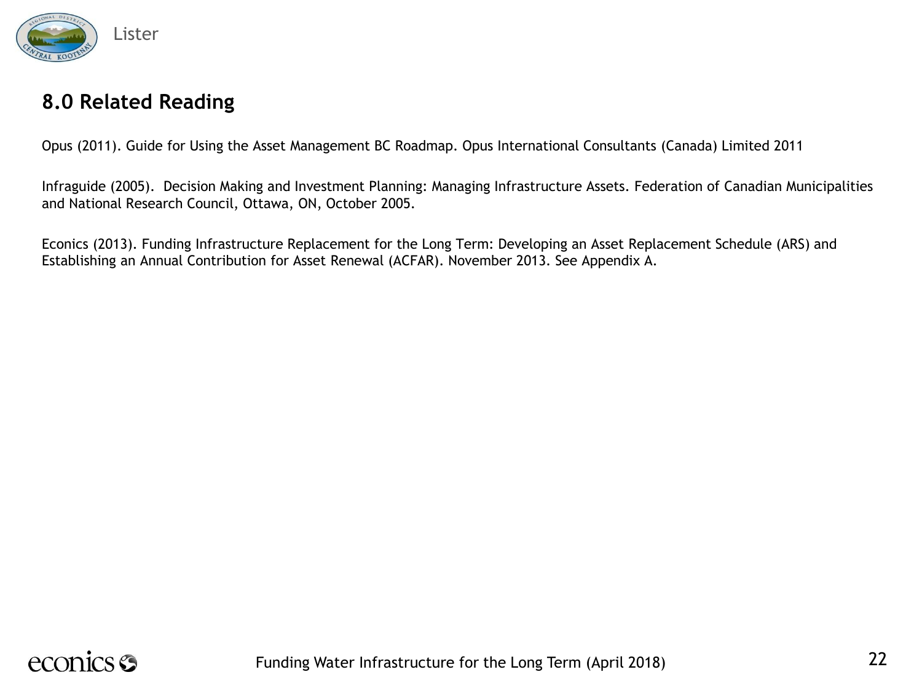## 8.0 Related Reading

Opus (2011). Guide for Using the Asset Management BC Roadmap. Opus International Consultants (Canada) Limited 2011

Infraguide (2005). Decision Making and Investment Planning: Managing Infrastructure Assets. Federation of Canadian Municipalities and National Research Council, Ottawa, ON, October 2005.

Econics (2013). Funding Infrastructure Replacement for the Long Term: Developing an Asset Replacement Schedule (ARS) and Establishing an Annual Contribution for Asset Renewal (ACFAR). November 2013. See Appendix A.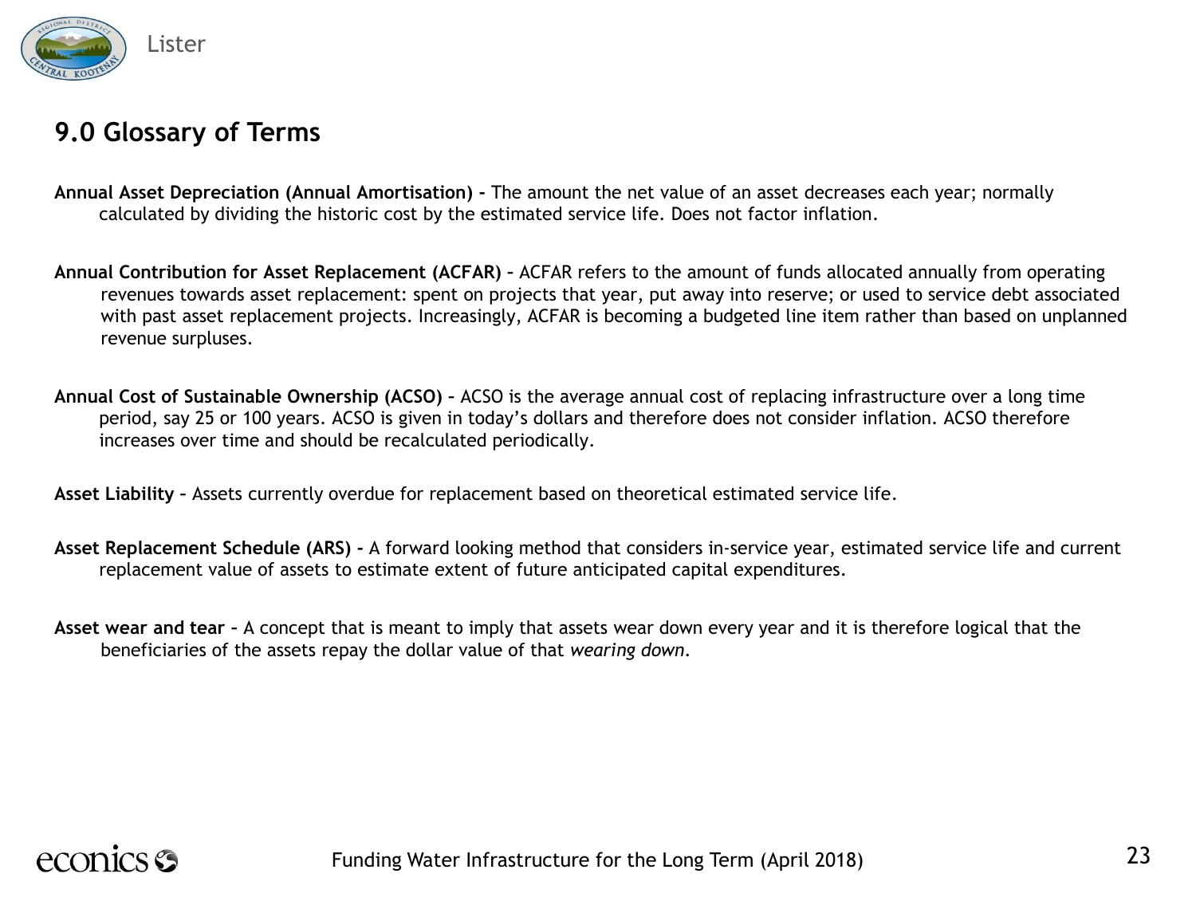## 9.0 Glossary of Terms

**Annual Asset Depreciation (Annual Amortisation) -** The amount the net value of an asset decreases each year; normally calculated by dividing the historic cost by the estimated service life. Does not factor inflation.

**Annual Contribution for Asset Replacement (ACFAR) –** ACFAR refers to the amount of funds allocated annually from operating revenues towards asset replacement: spent on projects that year, put away into reserve; or used to service debt associated with past asset replacement projects. Increasingly, ACFAR is becoming a budgeted line item rather than based on unplanned revenue surpluses.

**Annual Cost of Sustainable Ownership (ACSO) –** ACSO is the average annual cost of replacing infrastructure over a long time period, say 25 or 100 years. ACSO is given in today's dollars and therefore does not consider inflation. ACSO therefore increases over time and should be recalculated periodically.

**Asset Liability –** Assets currently overdue for replacement based on theoretical estimated service life.

**Asset Replacement Schedule (ARS) -** A forward looking method that considers in-service year, estimated service life and current replacement value of assets to estimate extent of future anticipated capital expenditures.

**Asset wear and tear –** A concept that is meant to imply that assets wear down every year and it is therefore logical that the beneficiaries of the assets repay the dollar value of that *wearing down*.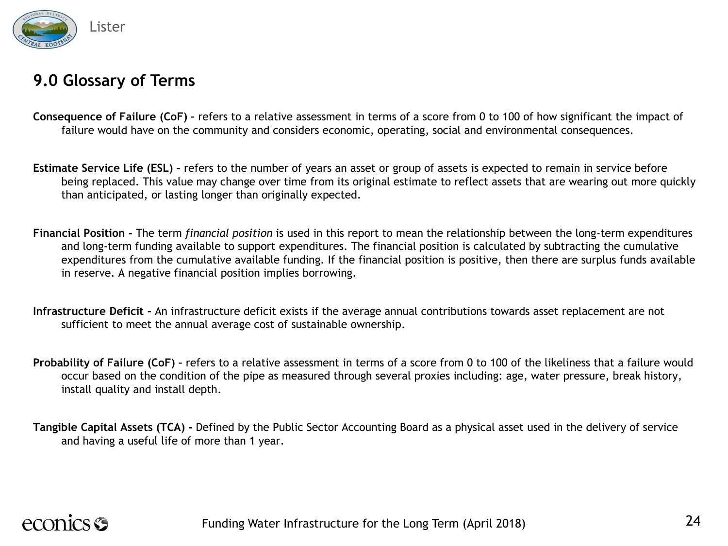## 9.0 Glossary of Terms

**Consequence of Failure (CoF) –** refers to a relative assessment in terms of a score from 0 to 100 of how significant the impact of failure would have on the community and considers economic, operating, social and environmental consequences.

**Estimate Service Life (ESL) –** refers to the number of years an asset or group of assets is expected to remain in service before being replaced. This value may change over time from its original estimate to reflect assets that are wearing out more quickly than anticipated, or lasting longer than originally expected.

**Financial Position -** The term *financial position* is used in this report to mean the relationship between the long-term expenditures and long-term funding available to support expenditures. The financial position is calculated by subtracting the cumulative expenditures from the cumulative available funding. If the financial position is positive, then there are surplus funds available in reserve. A negative financial position implies borrowing.

**Infrastructure Deficit –** An infrastructure deficit exists if the average annual contributions towards asset replacement are not sufficient to meet the annual average cost of sustainable ownership.

**Probability of Failure (CoF) –** refers to a relative assessment in terms of a score from 0 to 100 of the likeliness that a failure would occur based on the condition of the pipe as measured through several proxies including: age, water pressure, break history, install quality and install depth.

**Tangible Capital Assets (TCA) -** Defined by the Public Sector Accounting Board as a physical asset used in the delivery of service and having a useful life of more than 1 year.